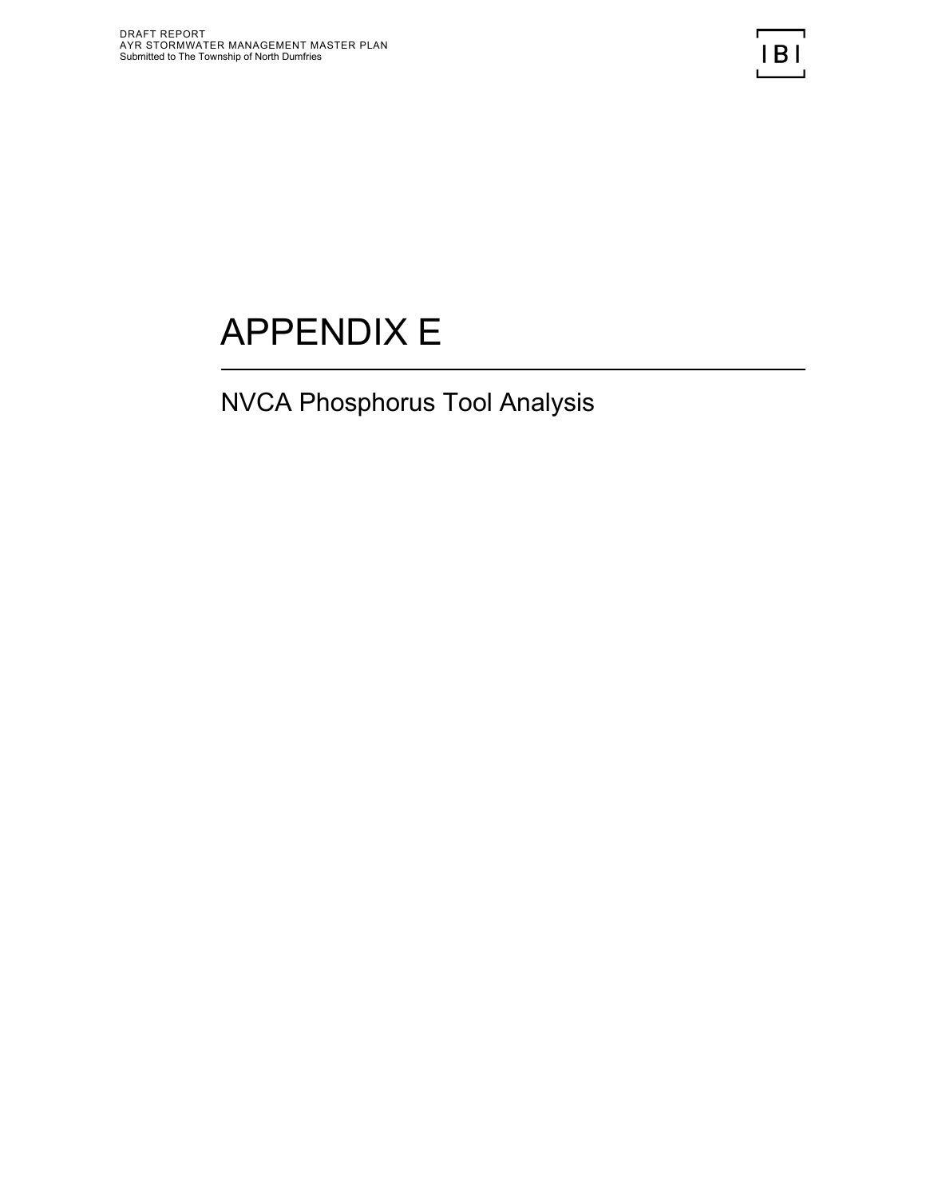# APPENDIX E

## NVCA Phosphorus Tool Analysis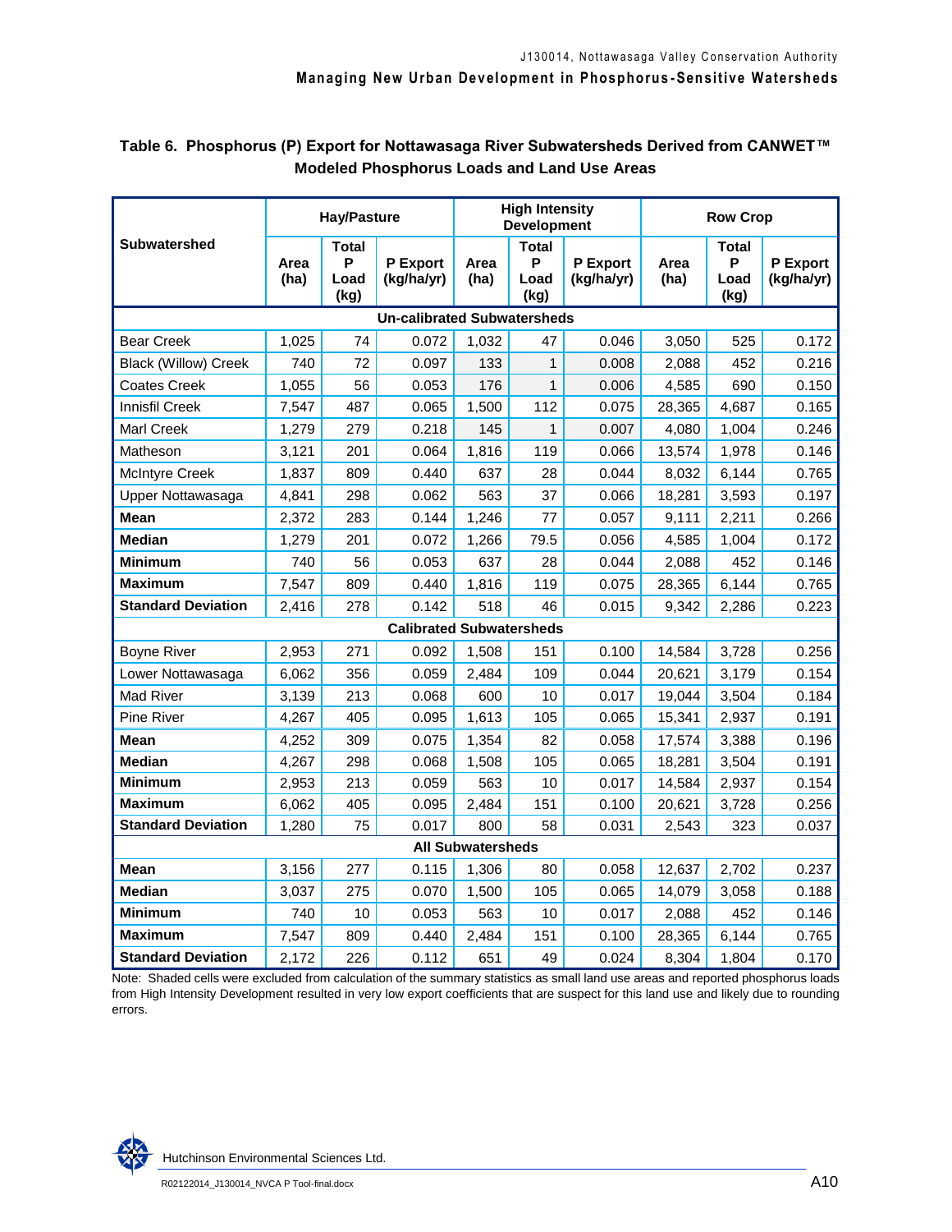**Table 6. Phosphorus (P) Export for Nottawasaga River Subwatersheds Derived from CANWET™ Modeled Phosphorus Loads and Land Use Areas**

| Subwatershed | Hay/Pasture | | | High Intensity Development | | | Row Crop | | |
|---|---|---|---|---|---|---|---|---|---|
| | Area (ha) | Total P Load (kg) | P Export (kg/ha/yr) | Area (ha) | Total P Load (kg) | P Export (kg/ha/yr) | Area (ha) | Total P Load (kg) | P Export (kg/ha/yr) |
| **Un-calibrated Subwatersheds** | | | | | | | | | |
| Bear Creek | 1,025 | 74 | 0.072 | 1,032 | 47 | 0.046 | 3,050 | 525 | 0.172 |
| Black (Willow) Creek | 740 | 72 | 0.097 | 133 | 1 | 0.008 | 2,088 | 452 | 0.216 |
| Coates Creek | 1,055 | 56 | 0.053 | 176 | 1 | 0.006 | 4,585 | 690 | 0.150 |
| Innisfil Creek | 7,547 | 487 | 0.065 | 1,500 | 112 | 0.075 | 28,365 | 4,687 | 0.165 |
| Marl Creek | 1,279 | 279 | 0.218 | 145 | 1 | 0.007 | 4,080 | 1,004 | 0.246 |
| Matheson | 3,121 | 201 | 0.064 | 1,816 | 119 | 0.066 | 13,574 | 1,978 | 0.146 |
| McIntyre Creek | 1,837 | 809 | 0.440 | 637 | 28 | 0.044 | 8,032 | 6,144 | 0.765 |
| Upper Nottawasaga | 4,841 | 298 | 0.062 | 563 | 37 | 0.066 | 18,281 | 3,593 | 0.197 |
| **Mean** | 2,372 | 283 | 0.144 | 1,246 | 77 | 0.057 | 9,111 | 2,211 | 0.266 |
| **Median** | 1,279 | 201 | 0.072 | 1,266 | 79.5 | 0.056 | 4,585 | 1,004 | 0.172 |
| **Minimum** | 740 | 56 | 0.053 | 637 | 28 | 0.044 | 2,088 | 452 | 0.146 |
| **Maximum** | 7,547 | 809 | 0.440 | 1,816 | 119 | 0.075 | 28,365 | 6,144 | 0.765 |
| **Standard Deviation** | 2,416 | 278 | 0.142 | 518 | 46 | 0.015 | 9,342 | 2,286 | 0.223 |
| **Calibrated Subwatersheds** | | | | | | | | | |
| Boyne River | 2,953 | 271 | 0.092 | 1,508 | 151 | 0.100 | 14,584 | 3,728 | 0.256 |
| Lower Nottawasaga | 6,062 | 356 | 0.059 | 2,484 | 109 | 0.044 | 20,621 | 3,179 | 0.154 |
| Mad River | 3,139 | 213 | 0.068 | 600 | 10 | 0.017 | 19,044 | 3,504 | 0.184 |
| Pine River | 4,267 | 405 | 0.095 | 1,613 | 105 | 0.065 | 15,341 | 2,937 | 0.191 |
| **Mean** | 4,252 | 309 | 0.075 | 1,354 | 82 | 0.058 | 17,574 | 3,388 | 0.196 |
| **Median** | 4,267 | 298 | 0.068 | 1,508 | 105 | 0.065 | 18,281 | 3,504 | 0.191 |
| **Minimum** | 2,953 | 213 | 0.059 | 563 | 10 | 0.017 | 14,584 | 2,937 | 0.154 |
| **Maximum** | 6,062 | 405 | 0.095 | 2,484 | 151 | 0.100 | 20,621 | 3,728 | 0.256 |
| **Standard Deviation** | 1,280 | 75 | 0.017 | 800 | 58 | 0.031 | 2,543 | 323 | 0.037 |
| **All Subwatersheds** | | | | | | | | | |
| **Mean** | 3,156 | 277 | 0.115 | 1,306 | 80 | 0.058 | 12,637 | 2,702 | 0.237 |
| **Median** | 3,037 | 275 | 0.070 | 1,500 | 105 | 0.065 | 14,079 | 3,058 | 0.188 |
| **Minimum** | 740 | 10 | 0.053 | 563 | 10 | 0.017 | 2,088 | 452 | 0.146 |
| **Maximum** | 7,547 | 809 | 0.440 | 2,484 | 151 | 0.100 | 28,365 | 6,144 | 0.765 |
| **Standard Deviation** | 2,172 | 226 | 0.112 | 651 | 49 | 0.024 | 8,304 | 1,804 | 0.170 |

Note: Shaded cells were excluded from calculation of the summary statistics as small land use areas and reported phosphorus loads from High Intensity Development resulted in very low export coefficients that are suspect for this land use and likely due to rounding errors.